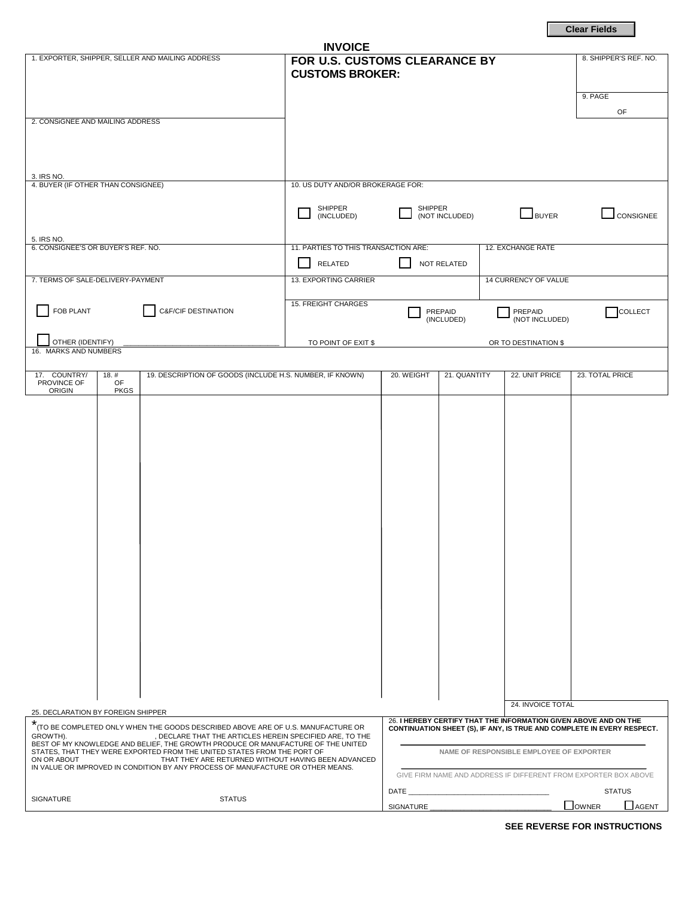Clear Fields

# INVOICE

## FOR U.S. CUSTOMS CLEARANCE BY CUSTOMS BROKER:

1. EXPORTER, SHIPPER, SELLER AND MAILING ADDRESS

8. SHIPPER'S REF. NO.

9. PAGE OF

2. CONSIGNEE AND MAILING ADDRESS

3. IRS NO.

4. BUYER (IF OTHER THAN CONSIGNEE)

5. IRS NO.

10. US DUTY AND/OR BROKERAGE FOR:

☐ SHIPPER (INCLUDED) ☐ SHIPPER (NOT INCLUDED) ☐ BUYER ☐ CONSIGNEE

6. CONSIGNEE'S OR BUYER'S REF. NO.

11. PARTIES TO THIS TRANSACTION ARE:

☐ RELATED ☐ NOT RELATED

12. EXCHANGE RATE

7. TERMS OF SALE-DELIVERY-PAYMENT

☐ FOB PLANT ☐ C&F/CIF DESTINATION

☐ OTHER (IDENTIFY) ______________________________________

13. EXPORTING CARRIER

14 CURRENCY OF VALUE

15. FREIGHT CHARGES

☐ PREPAID (INCLUDED) ☐ PREPAID (NOT INCLUDED) ☐ COLLECT

TO POINT OF EXIT $ OR TO DESTINATION $

16. MARKS AND NUMBERS

| 17. COUNTRY/ PROVINCE OF ORIGIN | 18. # OF PKGS | 19. DESCRIPTION OF GOODS (INCLUDE H.S. NUMBER, IF KNOWN) | 20. WEIGHT | 21. QUANTITY | 22. UNIT PRICE | 23. TOTAL PRICE |
|---|---|---|---|---|---|---|
| | | | | | | |
| | | | | | 24. INVOICE TOTAL | |

25. DECLARATION BY FOREIGN SHIPPER

*(TO BE COMPLETED ONLY WHEN THE GOODS DESCRIBED ABOVE ARE OF U.S. MANUFACTURE OR GROWTH). , DECLARE THAT THE ARTICLES HEREIN SPECIFIED ARE, TO THE BEST OF MY KNOWLEDGE AND BELIEF, THE GROWTH PRODUCE OR MANUFACTURE OF THE UNITED STATES, THAT THEY WERE EXPORTED FROM THE UNITED STATES FROM THE PORT OF ON OR ABOUT THAT THEY ARE RETURNED WITHOUT HAVING BEEN ADVANCED IN VALUE OR IMPROVED IN CONDITION BY ANY PROCESS OF MANUFACTURE OR OTHER MEANS.

SIGNATURE STATUS

26. **I HEREBY CERTIFY THAT THE INFORMATION GIVEN ABOVE AND ON THE CONTINUATION SHEET (S), IF ANY, IS TRUE AND COMPLETE IN EVERY RESPECT.**

______________________________________________
**NAME OF RESPONSIBLE EMPLOYEE OF EXPORTER**

______________________________________________
GIVE FIRM NAME AND ADDRESS IF DIFFERENT FROM EXPORTER BOX ABOVE

DATE ____________________________________ STATUS

SIGNATURE ______________________________ ☐ OWNER ☐ AGENT

**SEE REVERSE FOR INSTRUCTIONS**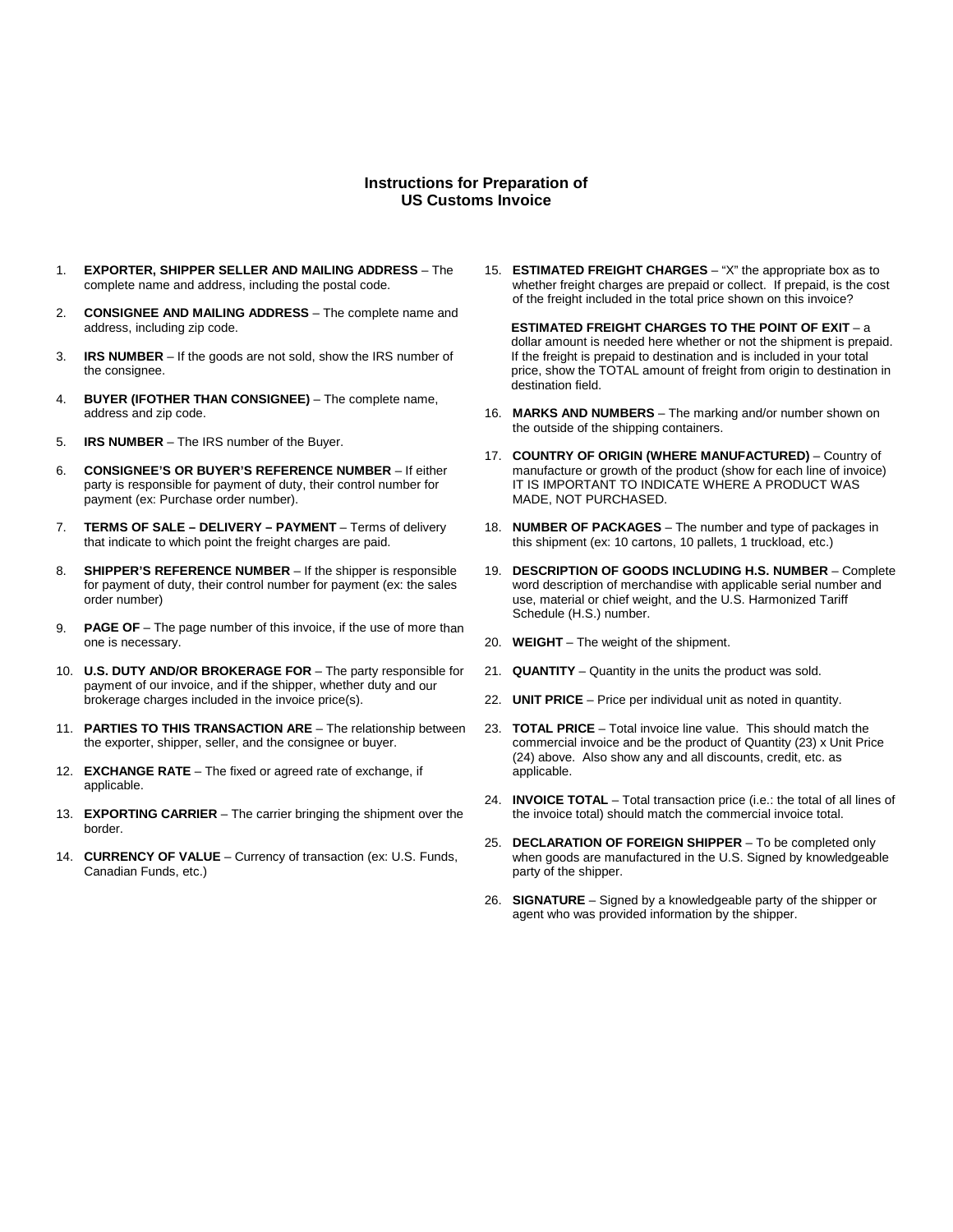## Instructions for Preparation of
## US Customs Invoice

1. **EXPORTER, SHIPPER SELLER AND MAILING ADDRESS** – The complete name and address, including the postal code.

2. **CONSIGNEE AND MAILING ADDRESS** – The complete name and address, including zip code.

3. **IRS NUMBER** – If the goods are not sold, show the IRS number of the consignee.

4. **BUYER (IFOTHER THAN CONSIGNEE)** – The complete name, address and zip code.

5. **IRS NUMBER** – The IRS number of the Buyer.

6. **CONSIGNEE'S OR BUYER'S REFERENCE NUMBER** – If either party is responsible for payment of duty, their control number for payment (ex: Purchase order number).

7. **TERMS OF SALE – DELIVERY – PAYMENT** – Terms of delivery that indicate to which point the freight charges are paid.

8. **SHIPPER'S REFERENCE NUMBER** – If the shipper is responsible for payment of duty, their control number for payment (ex: the sales order number)

9. **PAGE OF** – The page number of this invoice, if the use of more than one is necessary.

10. **U.S. DUTY AND/OR BROKERAGE FOR** – The party responsible for payment of our invoice, and if the shipper, whether duty and our brokerage charges included in the invoice price(s).

11. **PARTIES TO THIS TRANSACTION ARE** – The relationship between the exporter, shipper, seller, and the consignee or buyer.

12. **EXCHANGE RATE** – The fixed or agreed rate of exchange, if applicable.

13. **EXPORTING CARRIER** – The carrier bringing the shipment over the border.

14. **CURRENCY OF VALUE** – Currency of transaction (ex: U.S. Funds, Canadian Funds, etc.)

15. **ESTIMATED FREIGHT CHARGES** – "X" the appropriate box as to whether freight charges are prepaid or collect. If prepaid, is the cost of the freight included in the total price shown on this invoice?

    **ESTIMATED FREIGHT CHARGES TO THE POINT OF EXIT** – a dollar amount is needed here whether or not the shipment is prepaid. If the freight is prepaid to destination and is included in your total price, show the TOTAL amount of freight from origin to destination in destination field.

16. **MARKS AND NUMBERS** – The marking and/or number shown on the outside of the shipping containers.

17. **COUNTRY OF ORIGIN (WHERE MANUFACTURED)** – Country of manufacture or growth of the product (show for each line of invoice) IT IS IMPORTANT TO INDICATE WHERE A PRODUCT WAS MADE, NOT PURCHASED.

18. **NUMBER OF PACKAGES** – The number and type of packages in this shipment (ex: 10 cartons, 10 pallets, 1 truckload, etc.)

19. **DESCRIPTION OF GOODS INCLUDING H.S. NUMBER** – Complete word description of merchandise with applicable serial number and use, material or chief weight, and the U.S. Harmonized Tariff Schedule (H.S.) number.

20. **WEIGHT** – The weight of the shipment.

21. **QUANTITY** – Quantity in the units the product was sold.

22. **UNIT PRICE** – Price per individual unit as noted in quantity.

23. **TOTAL PRICE** – Total invoice line value. This should match the commercial invoice and be the product of Quantity (23) x Unit Price (24) above. Also show any and all discounts, credit, etc. as applicable.

24. **INVOICE TOTAL** – Total transaction price (i.e.: the total of all lines of the invoice total) should match the commercial invoice total.

25. **DECLARATION OF FOREIGN SHIPPER** – To be completed only when goods are manufactured in the U.S. Signed by knowledgeable party of the shipper.

26. **SIGNATURE** – Signed by a knowledgeable party of the shipper or agent who was provided information by the shipper.